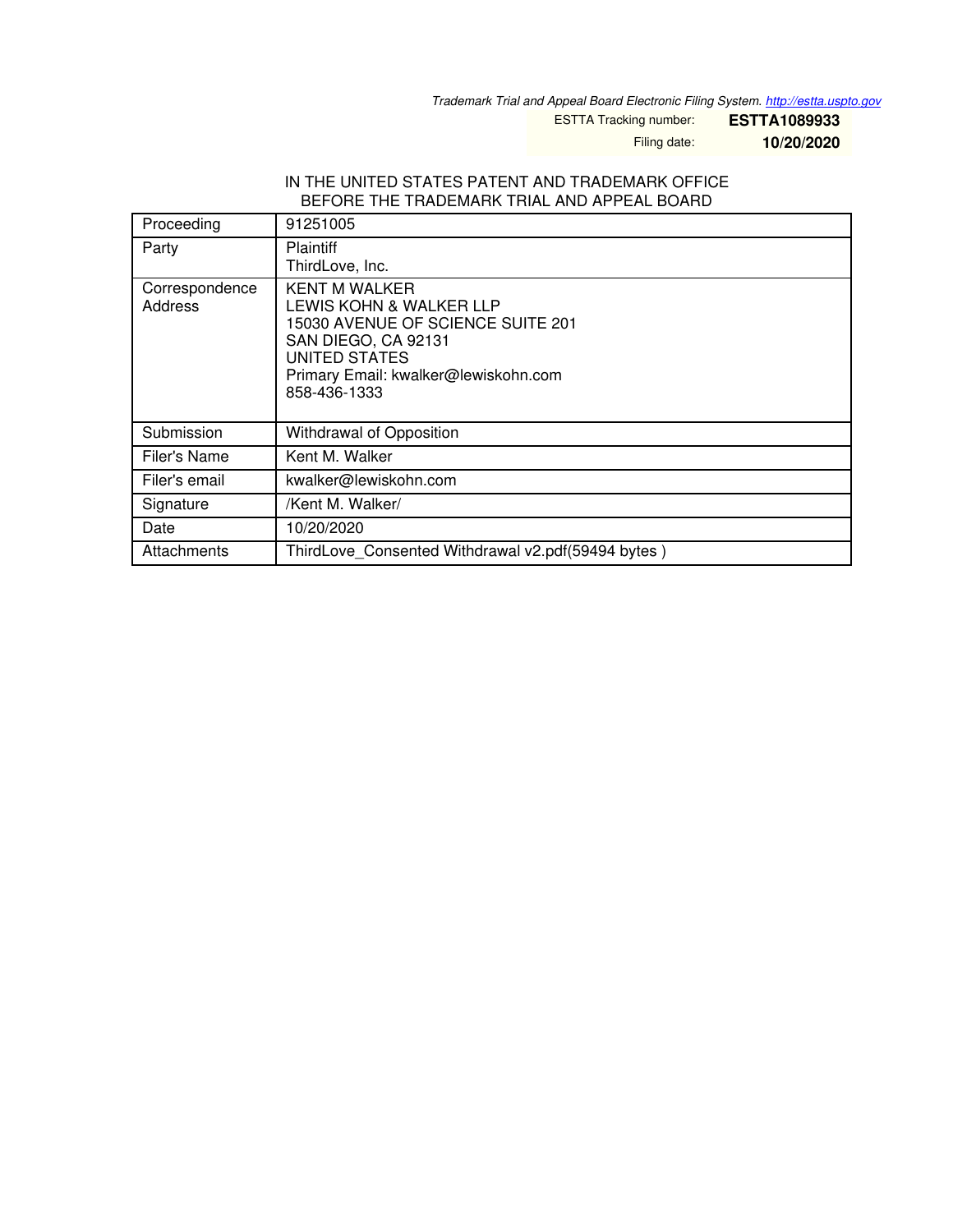Trademark Trial and Appeal Board Electronic Filing System. http://estta.uspto.gov

ESTTA Tracking number: **ESTTA1089933**

Filing date: **10/20/2020**

IN THE UNITED STATES PATENT AND TRADEMARK OFFICE
BEFORE THE TRADEMARK TRIAL AND APPEAL BOARD

| | |
|---|---|
| Proceeding | 91251005 |
| Party | Plaintiff<br>ThirdLove, Inc. |
| Correspondence Address | KENT M WALKER<br>LEWIS KOHN & WALKER LLP<br>15030 AVENUE OF SCIENCE SUITE 201<br>SAN DIEGO, CA 92131<br>UNITED STATES<br>Primary Email: kwalker@lewiskohn.com<br>858-436-1333 |
| Submission | Withdrawal of Opposition |
| Filer's Name | Kent M. Walker |
| Filer's email | kwalker@lewiskohn.com |
| Signature | /Kent M. Walker/ |
| Date | 10/20/2020 |
| Attachments | ThirdLove_Consented Withdrawal v2.pdf(59494 bytes ) |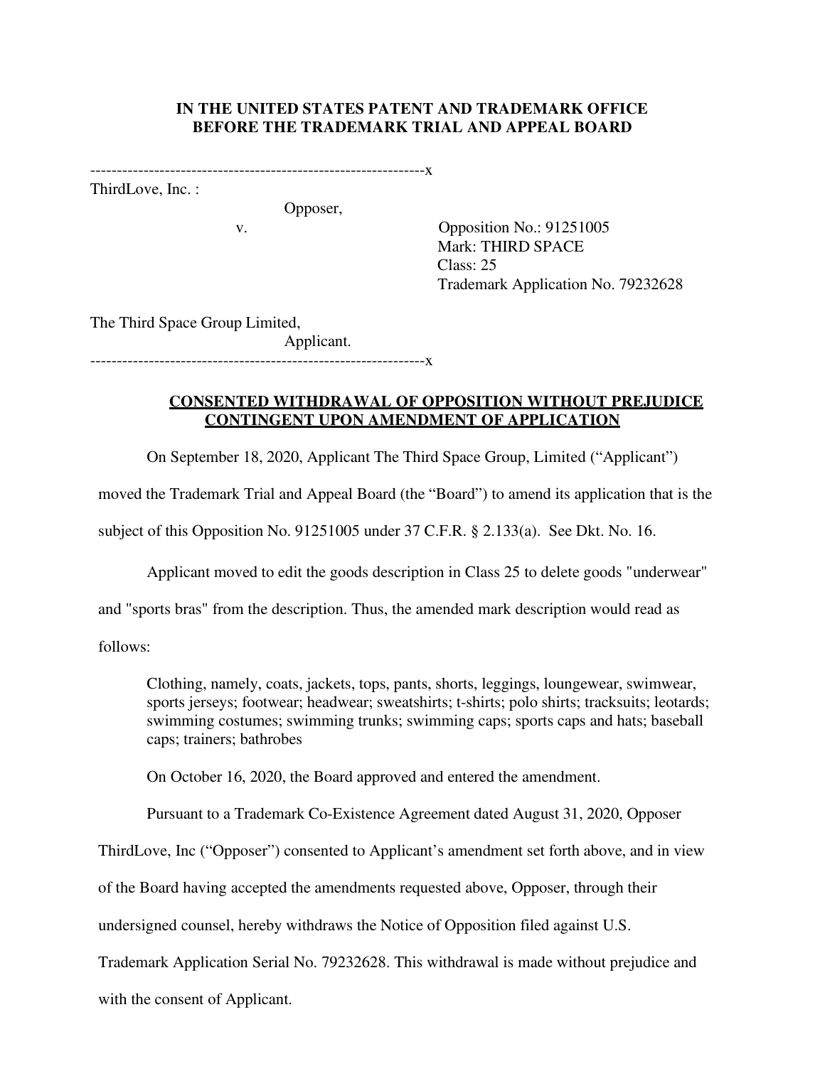**IN THE UNITED STATES PATENT AND TRADEMARK OFFICE**
**BEFORE THE TRADEMARK TRIAL AND APPEAL BOARD**

---------------------------------------------------------------x

ThirdLove, Inc. :

Opposer,

v.

Opposition No.: 91251005
Mark: THIRD SPACE
Class: 25
Trademark Application No. 79232628

The Third Space Group Limited,

Applicant.

---------------------------------------------------------------x

**CONSENTED WITHDRAWAL OF OPPOSITION WITHOUT PREJUDICE CONTINGENT UPON AMENDMENT OF APPLICATION**

On September 18, 2020, Applicant The Third Space Group, Limited ("Applicant") moved the Trademark Trial and Appeal Board (the "Board") to amend its application that is the subject of this Opposition No. 91251005 under 37 C.F.R. § 2.133(a). See Dkt. No. 16.

Applicant moved to edit the goods description in Class 25 to delete goods "underwear" and "sports bras" from the description. Thus, the amended mark description would read as follows:

> Clothing, namely, coats, jackets, tops, pants, shorts, leggings, loungewear, swimwear, sports jerseys; footwear; headwear; sweatshirts; t-shirts; polo shirts; tracksuits; leotards; swimming costumes; swimming trunks; swimming caps; sports caps and hats; baseball caps; trainers; bathrobes

On October 16, 2020, the Board approved and entered the amendment.

Pursuant to a Trademark Co-Existence Agreement dated August 31, 2020, Opposer ThirdLove, Inc ("Opposer") consented to Applicant's amendment set forth above, and in view of the Board having accepted the amendments requested above, Opposer, through their undersigned counsel, hereby withdraws the Notice of Opposition filed against U.S. Trademark Application Serial No. 79232628. This withdrawal is made without prejudice and with the consent of Applicant.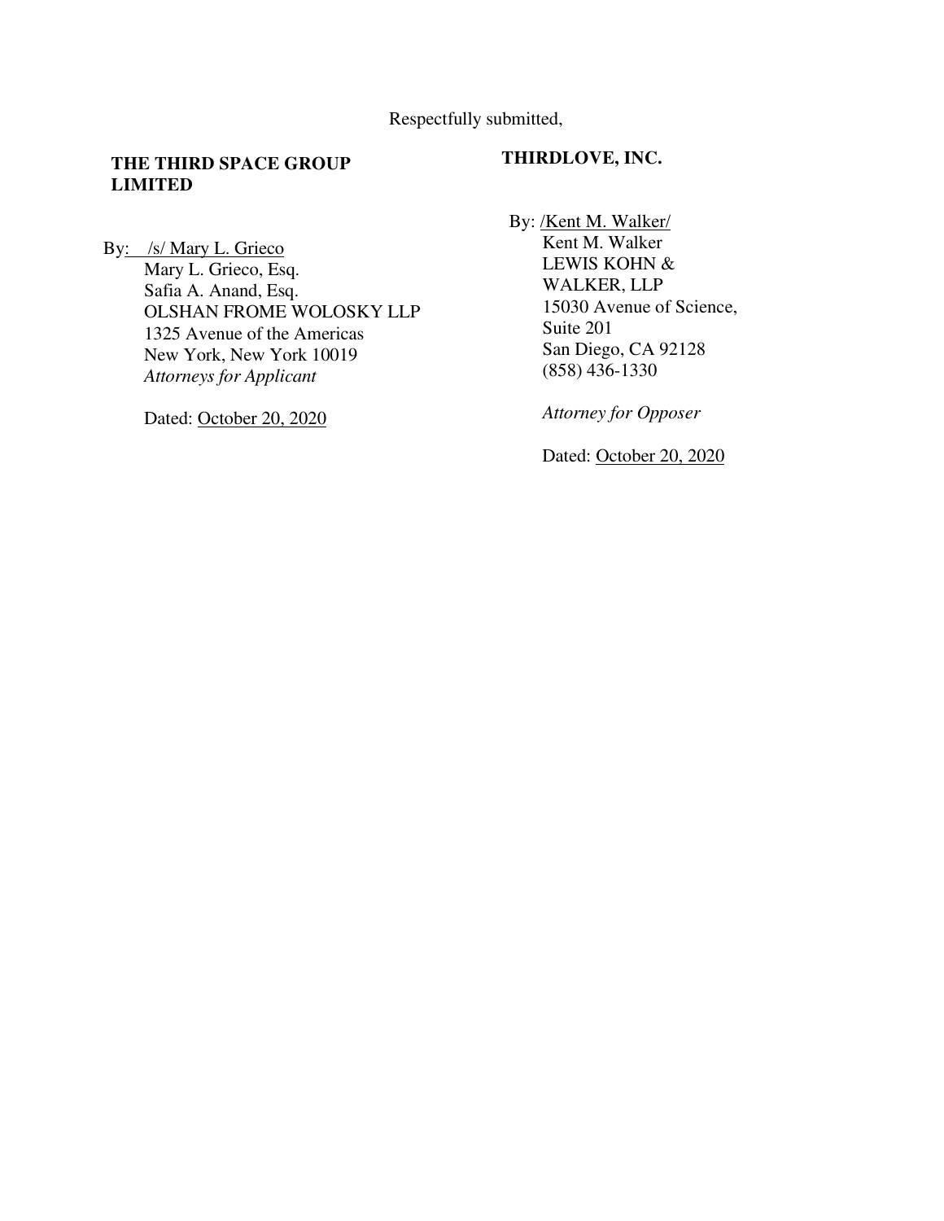Respectfully submitted,

**THE THIRD SPACE GROUP LIMITED**

By: /s/ Mary L. Grieco
Mary L. Grieco, Esq.
Safia A. Anand, Esq.
OLSHAN FROME WOLOSKY LLP
1325 Avenue of the Americas
New York, New York 10019
*Attorneys for Applicant*

Dated: October 20, 2020

**THIRDLOVE, INC.**

By: /Kent M. Walker/
Kent M. Walker
LEWIS KOHN & WALKER, LLP
15030 Avenue of Science, Suite 201
San Diego, CA 92128
(858) 436-1330

*Attorney for Opposer*

Dated: October 20, 2020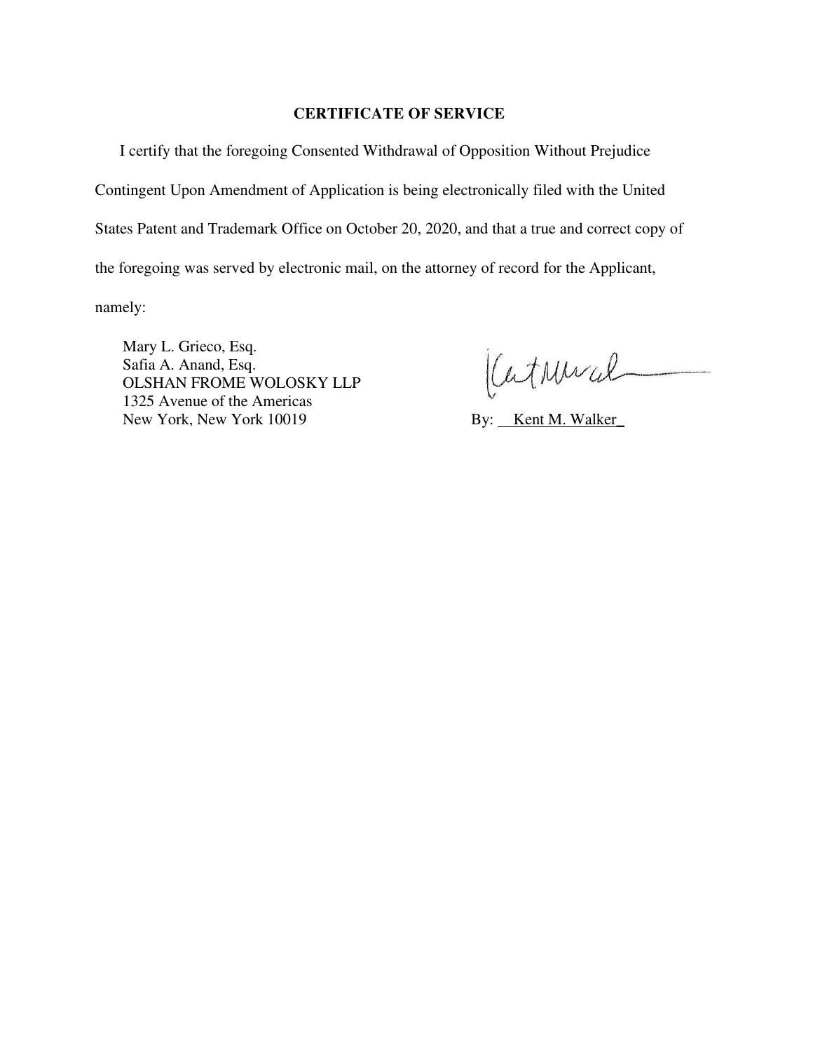## CERTIFICATE OF SERVICE

I certify that the foregoing Consented Withdrawal of Opposition Without Prejudice Contingent Upon Amendment of Application is being electronically filed with the United States Patent and Trademark Office on October 20, 2020, and that a true and correct copy of the foregoing was served by electronic mail, on the attorney of record for the Applicant, namely:

Mary L. Grieco, Esq.
Safia A. Anand, Esq.
OLSHAN FROME WOLOSKY LLP
1325 Avenue of the Americas
New York, New York 10019

By: Kent M. Walker